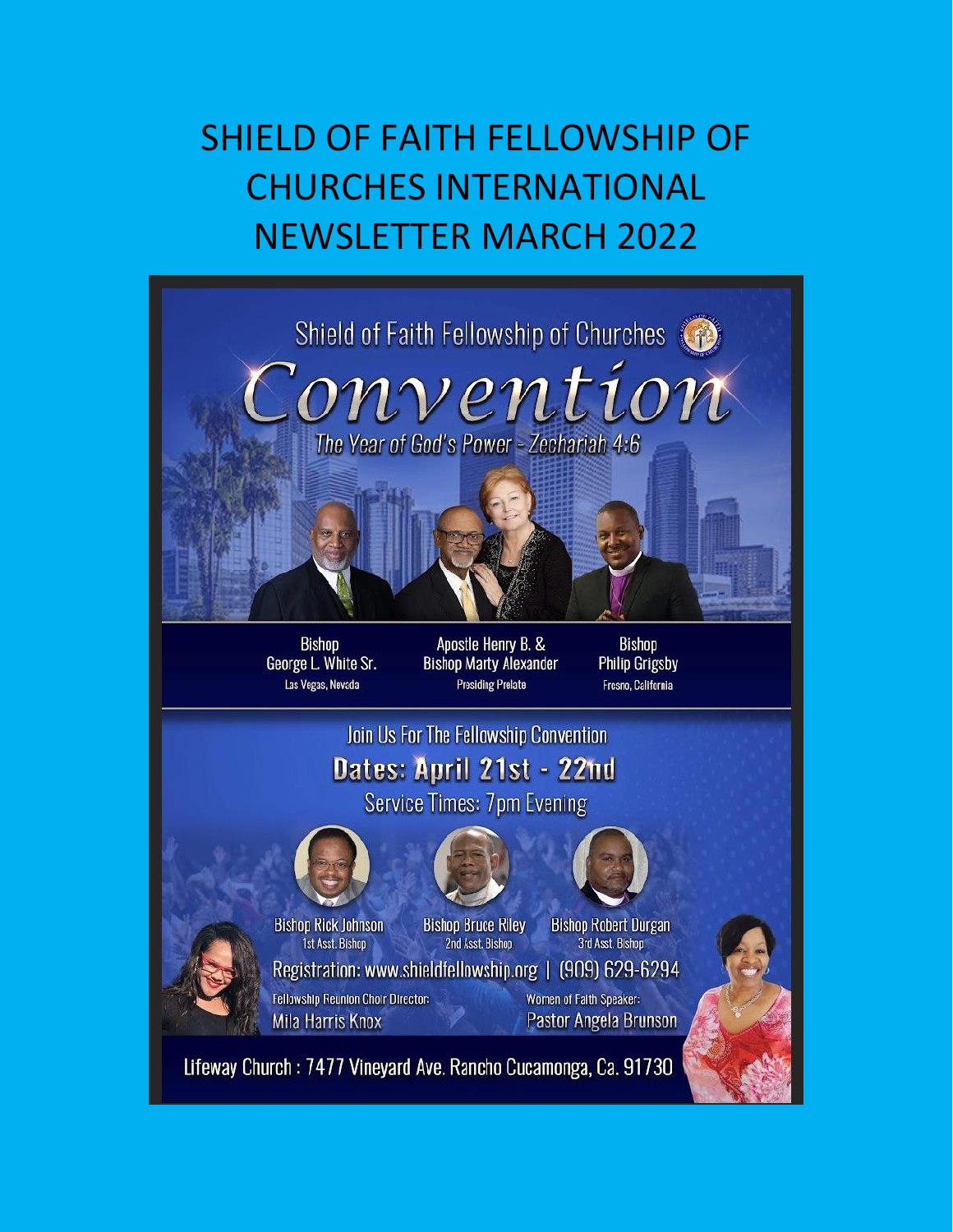# SHIELD OF FAITH FELLOWSHIP OF CHURCHES INTERNATIONAL NEWSLETTER MARCH 2022

Shield of Faith Fellowship of Churches

## Convention

*The Year of God's Power - Zechariah 4:6*

Bishop George L. White Sr.
Las Vegas, Nevada

Apostle Henry B. & Bishop Marty Alexander
Presiding Prelate

Bishop Philip Grigsby
Fresno, California

Join Us For The Fellowship Convention

**Dates: April 21st - 22nd**

Service Times: 7pm Evening

Bishop Rick Johnson
1st Asst. Bishop

Bishop Bruce Riley
2nd Asst. Bishop

Bishop Robert Durgan
3rd Asst. Bishop

Registration: www.shieldfellowship.org | (909) 629-6294

Fellowship Reunion Choir Director:
Mila Harris Knox

Women of Faith Speaker:
Pastor Angela Brunson

Lifeway Church : 7477 Vineyard Ave. Rancho Cucamonga, Ca. 91730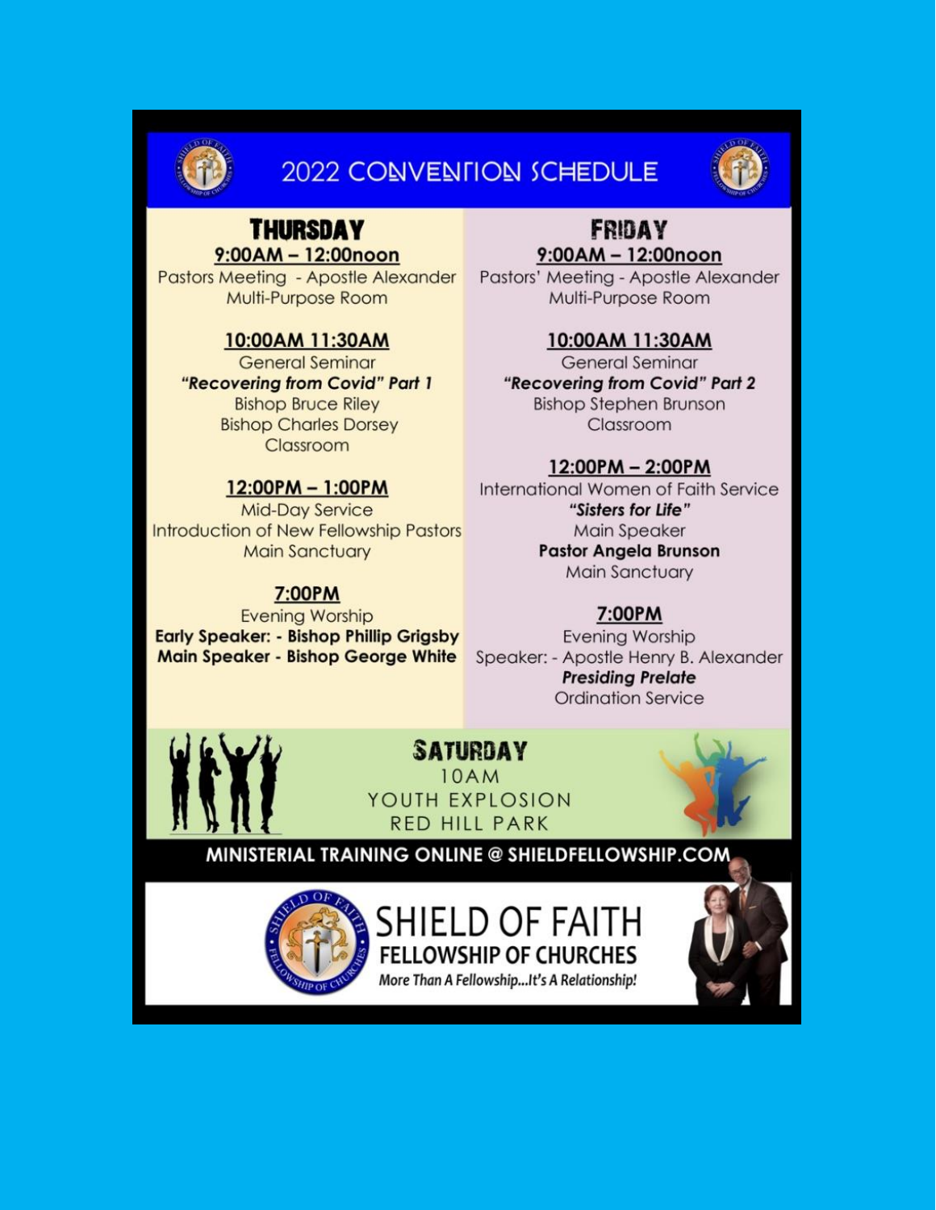# 2022 CONVENTION SCHEDULE

## THURSDAY

**9:00AM – 12:00noon**
Pastors Meeting - Apostle Alexander
Multi-Purpose Room

**10:00AM 11:30AM**
General Seminar
***"Recovering from Covid" Part 1***
Bishop Bruce Riley
Bishop Charles Dorsey
Classroom

**12:00PM – 1:00PM**
Mid-Day Service
Introduction of New Fellowship Pastors
Main Sanctuary

**7:00PM**
Evening Worship
**Early Speaker: - Bishop Phillip Grigsby**
**Main Speaker - Bishop George White**

## FRIDAY

**9:00AM – 12:00noon**
Pastors' Meeting - Apostle Alexander
Multi-Purpose Room

**10:00AM 11:30AM**
General Seminar
***"Recovering from Covid" Part 2***
Bishop Stephen Brunson
Classroom

**12:00PM – 2:00PM**
International Women of Faith Service
***"Sisters for Life"***
Main Speaker
**Pastor Angela Brunson**
Main Sanctuary

**7:00PM**
Evening Worship
Speaker: - Apostle Henry B. Alexander
***Presiding Prelate***
Ordination Service

## SATURDAY

10AM
YOUTH EXPLOSION
RED HILL PARK

**MINISTERIAL TRAINING ONLINE @ SHIELDFELLOWSHIP.COM**

SHIELD OF FAITH
FELLOWSHIP OF CHURCHES
*More Than A Fellowship...It's A Relationship!*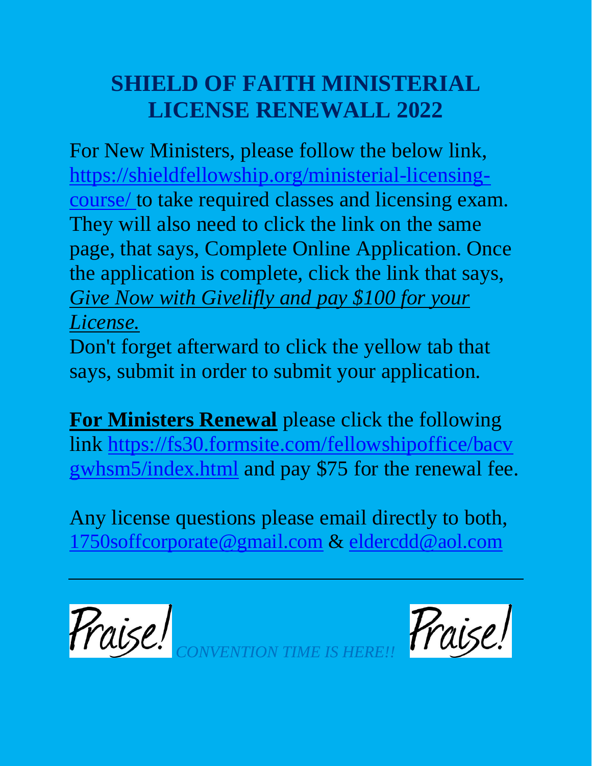# SHIELD OF FAITH MINISTERIAL LICENSE RENEWALL 2022

For New Ministers, please follow the below link, https://shieldfellowship.org/ministerial-licensing-course/ to take required classes and licensing exam. They will also need to click the link on the same page, that says, Complete Online Application. Once the application is complete, click the link that says, *Give Now with Givelifly and pay $100 for your License.*

Don't forget afterward to click the yellow tab that says, submit in order to submit your application.

**For Ministers Renewal** please click the following link https://fs30.formsite.com/fellowshipoffice/bacvgwhsm5/index.html and pay $75 for the renewal fee.

Any license questions please email directly to both, 1750soffcorporate@gmail.com & eldercdd@aol.com

---

Praise! *CONVENTION TIME IS HERE!!* Praise!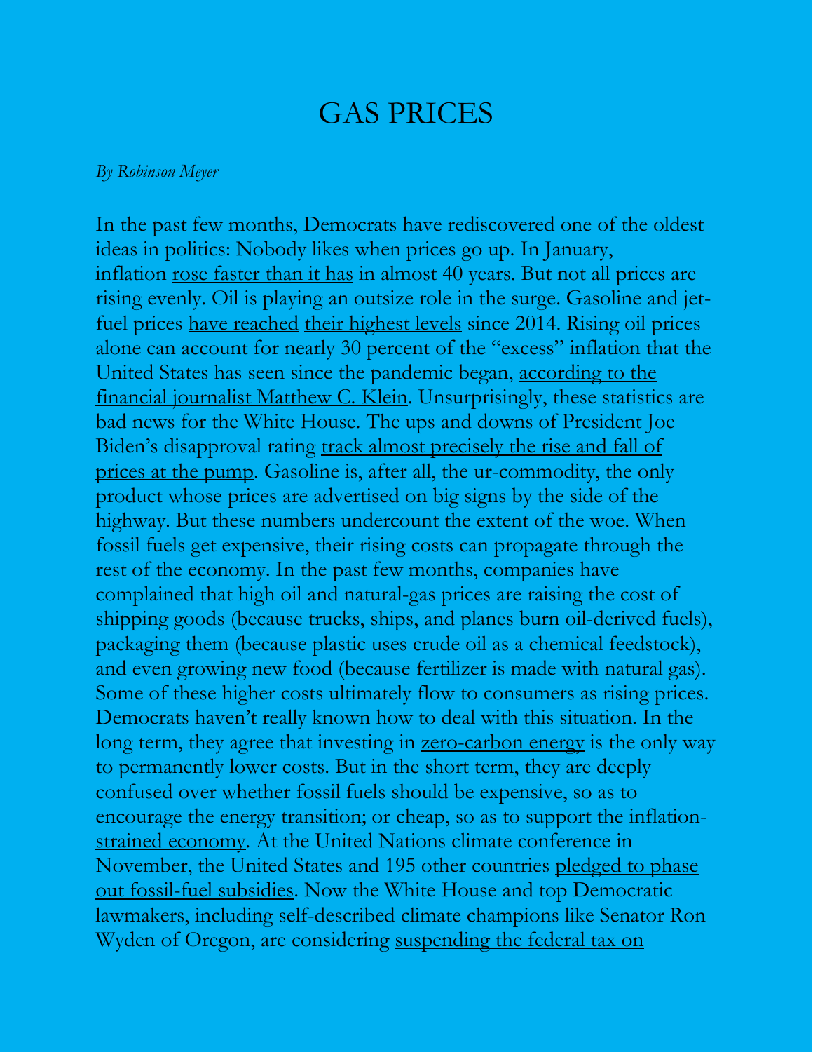# GAS PRICES

*By Robinson Meyer*

In the past few months, Democrats have rediscovered one of the oldest ideas in politics: Nobody likes when prices go up. In January, inflation rose faster than it has in almost 40 years. But not all prices are rising evenly. Oil is playing an outsize role in the surge. Gasoline and jet-fuel prices have reached their highest levels since 2014. Rising oil prices alone can account for nearly 30 percent of the "excess" inflation that the United States has seen since the pandemic began, according to the financial journalist Matthew C. Klein. Unsurprisingly, these statistics are bad news for the White House. The ups and downs of President Joe Biden's disapproval rating track almost precisely the rise and fall of prices at the pump. Gasoline is, after all, the ur-commodity, the only product whose prices are advertised on big signs by the side of the highway. But these numbers undercount the extent of the woe. When fossil fuels get expensive, their rising costs can propagate through the rest of the economy. In the past few months, companies have complained that high oil and natural-gas prices are raising the cost of shipping goods (because trucks, ships, and planes burn oil-derived fuels), packaging them (because plastic uses crude oil as a chemical feedstock), and even growing new food (because fertilizer is made with natural gas). Some of these higher costs ultimately flow to consumers as rising prices. Democrats haven't really known how to deal with this situation. In the long term, they agree that investing in zero-carbon energy is the only way to permanently lower costs. But in the short term, they are deeply confused over whether fossil fuels should be expensive, so as to encourage the energy transition; or cheap, so as to support the inflation-strained economy. At the United Nations climate conference in November, the United States and 195 other countries pledged to phase out fossil-fuel subsidies. Now the White House and top Democratic lawmakers, including self-described climate champions like Senator Ron Wyden of Oregon, are considering suspending the federal tax on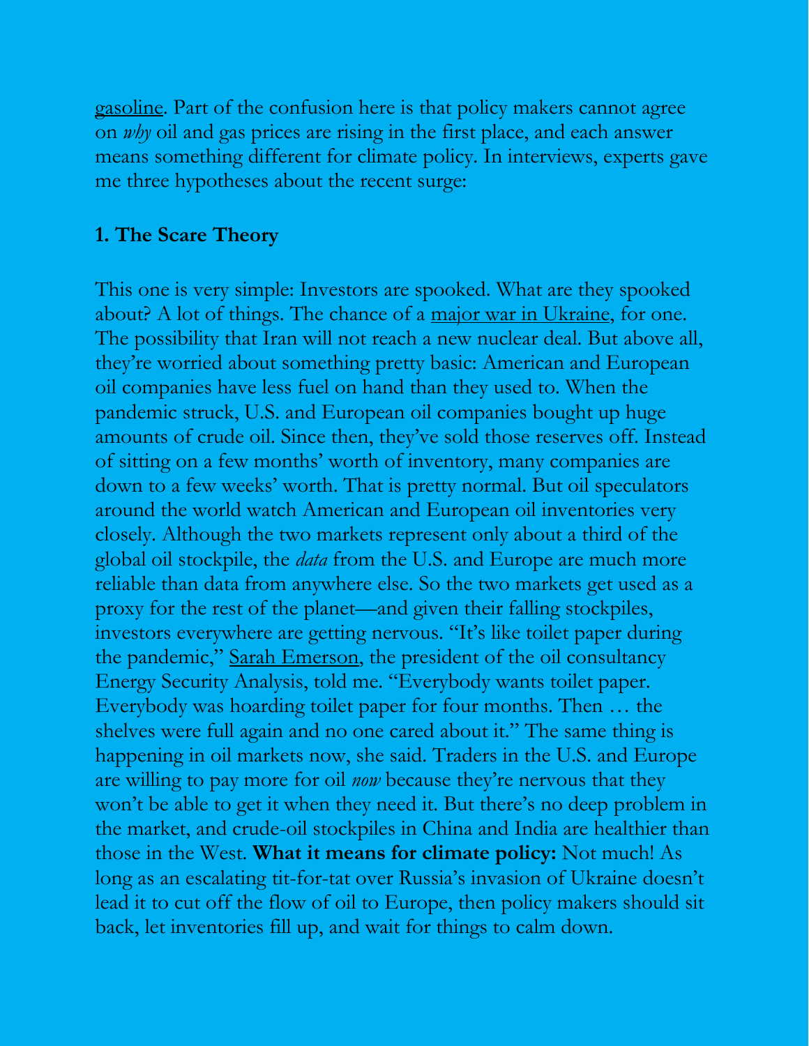gasoline. Part of the confusion here is that policy makers cannot agree on *why* oil and gas prices are rising in the first place, and each answer means something different for climate policy. In interviews, experts gave me three hypotheses about the recent surge:

**1. The Scare Theory**

This one is very simple: Investors are spooked. What are they spooked about? A lot of things. The chance of a major war in Ukraine, for one. The possibility that Iran will not reach a new nuclear deal. But above all, they're worried about something pretty basic: American and European oil companies have less fuel on hand than they used to. When the pandemic struck, U.S. and European oil companies bought up huge amounts of crude oil. Since then, they've sold those reserves off. Instead of sitting on a few months' worth of inventory, many companies are down to a few weeks' worth. That is pretty normal. But oil speculators around the world watch American and European oil inventories very closely. Although the two markets represent only about a third of the global oil stockpile, the *data* from the U.S. and Europe are much more reliable than data from anywhere else. So the two markets get used as a proxy for the rest of the planet—and given their falling stockpiles, investors everywhere are getting nervous. "It's like toilet paper during the pandemic," Sarah Emerson, the president of the oil consultancy Energy Security Analysis, told me. "Everybody wants toilet paper. Everybody was hoarding toilet paper for four months. Then … the shelves were full again and no one cared about it." The same thing is happening in oil markets now, she said. Traders in the U.S. and Europe are willing to pay more for oil *now* because they're nervous that they won't be able to get it when they need it. But there's no deep problem in the market, and crude-oil stockpiles in China and India are healthier than those in the West. **What it means for climate policy:** Not much! As long as an escalating tit-for-tat over Russia's invasion of Ukraine doesn't lead it to cut off the flow of oil to Europe, then policy makers should sit back, let inventories fill up, and wait for things to calm down.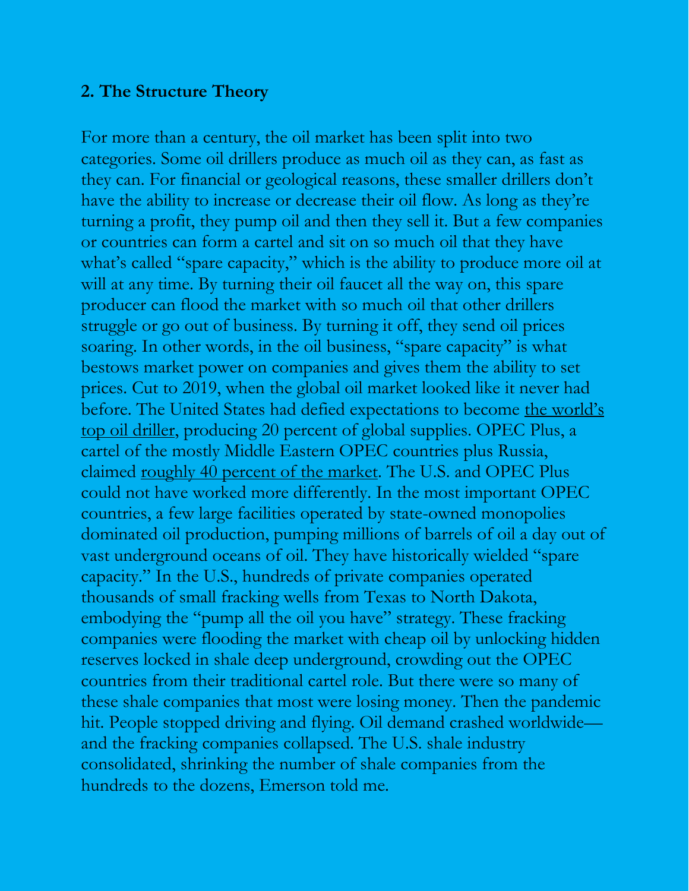### 2. The Structure Theory

For more than a century, the oil market has been split into two categories. Some oil drillers produce as much oil as they can, as fast as they can. For financial or geological reasons, these smaller drillers don't have the ability to increase or decrease their oil flow. As long as they're turning a profit, they pump oil and then they sell it. But a few companies or countries can form a cartel and sit on so much oil that they have what's called "spare capacity," which is the ability to produce more oil at will at any time. By turning their oil faucet all the way on, this spare producer can flood the market with so much oil that other drillers struggle or go out of business. By turning it off, they send oil prices soaring. In other words, in the oil business, "spare capacity" is what bestows market power on companies and gives them the ability to set prices. Cut to 2019, when the global oil market looked like it never had before. The United States had defied expectations to become the world's top oil driller, producing 20 percent of global supplies. OPEC Plus, a cartel of the mostly Middle Eastern OPEC countries plus Russia, claimed roughly 40 percent of the market. The U.S. and OPEC Plus could not have worked more differently. In the most important OPEC countries, a few large facilities operated by state-owned monopolies dominated oil production, pumping millions of barrels of oil a day out of vast underground oceans of oil. They have historically wielded "spare capacity." In the U.S., hundreds of private companies operated thousands of small fracking wells from Texas to North Dakota, embodying the "pump all the oil you have" strategy. These fracking companies were flooding the market with cheap oil by unlocking hidden reserves locked in shale deep underground, crowding out the OPEC countries from their traditional cartel role. But there were so many of these shale companies that most were losing money. Then the pandemic hit. People stopped driving and flying. Oil demand crashed worldwide—and the fracking companies collapsed. The U.S. shale industry consolidated, shrinking the number of shale companies from the hundreds to the dozens, Emerson told me.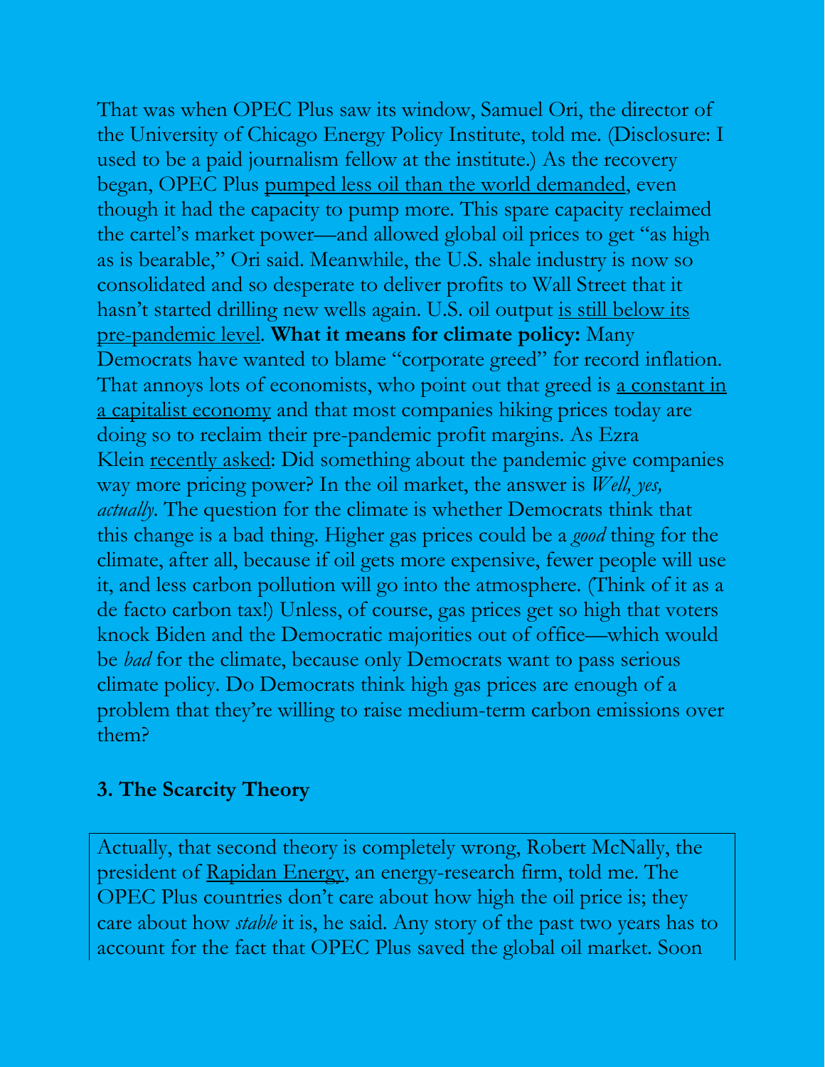That was when OPEC Plus saw its window, Samuel Ori, the director of the University of Chicago Energy Policy Institute, told me. (Disclosure: I used to be a paid journalism fellow at the institute.) As the recovery began, OPEC Plus pumped less oil than the world demanded, even though it had the capacity to pump more. This spare capacity reclaimed the cartel's market power—and allowed global oil prices to get "as high as is bearable," Ori said. Meanwhile, the U.S. shale industry is now so consolidated and so desperate to deliver profits to Wall Street that it hasn't started drilling new wells again. U.S. oil output is still below its pre-pandemic level. **What it means for climate policy:** Many Democrats have wanted to blame "corporate greed" for record inflation. That annoys lots of economists, who point out that greed is a constant in a capitalist economy and that most companies hiking prices today are doing so to reclaim their pre-pandemic profit margins. As Ezra Klein recently asked: Did something about the pandemic give companies way more pricing power? In the oil market, the answer is *Well, yes, actually*. The question for the climate is whether Democrats think that this change is a bad thing. Higher gas prices could be a *good* thing for the climate, after all, because if oil gets more expensive, fewer people will use it, and less carbon pollution will go into the atmosphere. (Think of it as a de facto carbon tax!) Unless, of course, gas prices get so high that voters knock Biden and the Democratic majorities out of office—which would be *bad* for the climate, because only Democrats want to pass serious climate policy. Do Democrats think high gas prices are enough of a problem that they're willing to raise medium-term carbon emissions over them?

### 3. The Scarcity Theory

Actually, that second theory is completely wrong, Robert McNally, the president of Rapidan Energy, an energy-research firm, told me. The OPEC Plus countries don't care about how high the oil price is; they care about how *stable* it is, he said. Any story of the past two years has to account for the fact that OPEC Plus saved the global oil market. Soon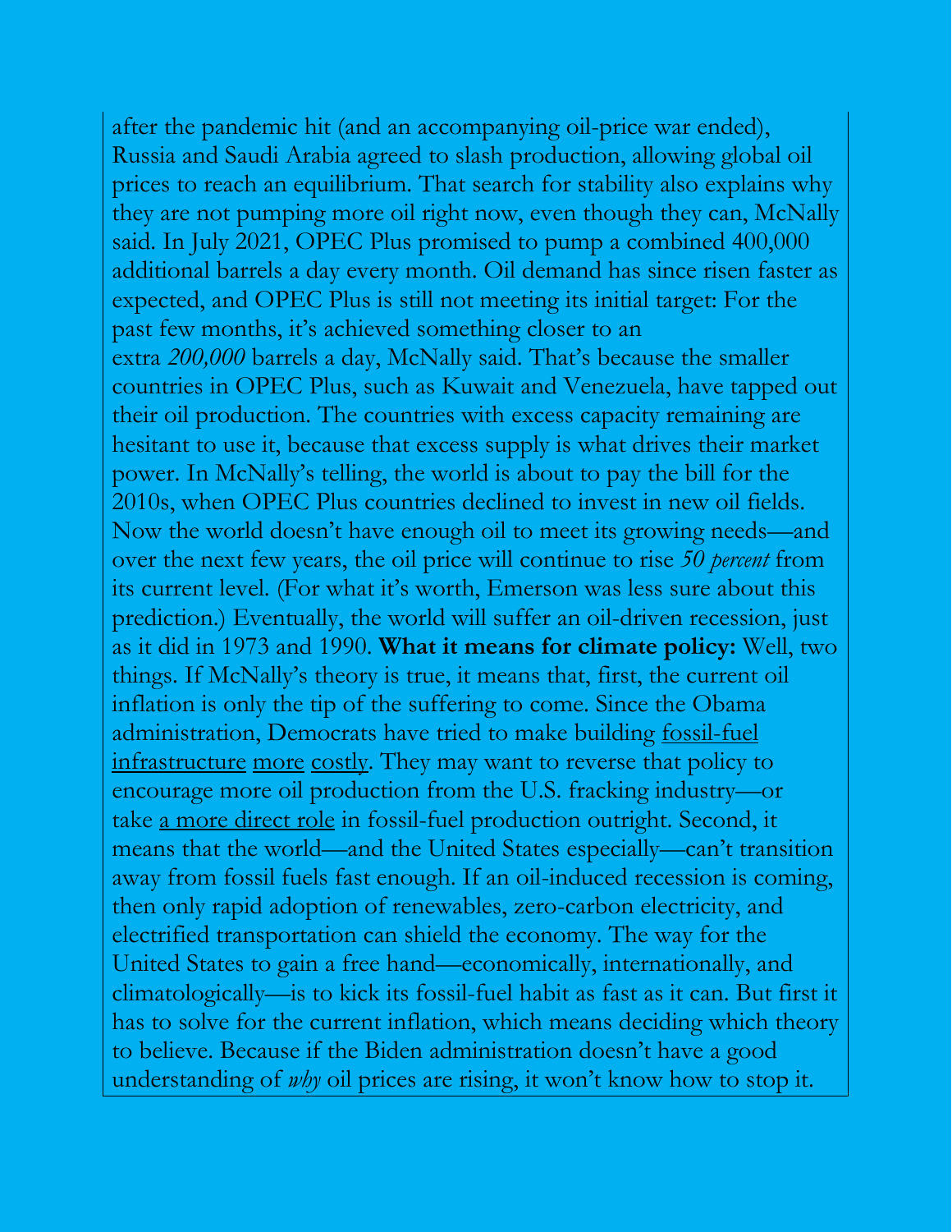after the pandemic hit (and an accompanying oil-price war ended), Russia and Saudi Arabia agreed to slash production, allowing global oil prices to reach an equilibrium. That search for stability also explains why they are not pumping more oil right now, even though they can, McNally said. In July 2021, OPEC Plus promised to pump a combined 400,000 additional barrels a day every month. Oil demand has since risen faster as expected, and OPEC Plus is still not meeting its initial target: For the past few months, it's achieved something closer to an extra *200,000* barrels a day, McNally said. That's because the smaller countries in OPEC Plus, such as Kuwait and Venezuela, have tapped out their oil production. The countries with excess capacity remaining are hesitant to use it, because that excess supply is what drives their market power. In McNally's telling, the world is about to pay the bill for the 2010s, when OPEC Plus countries declined to invest in new oil fields. Now the world doesn't have enough oil to meet its growing needs—and over the next few years, the oil price will continue to rise *50 percent* from its current level. (For what it's worth, Emerson was less sure about this prediction.) Eventually, the world will suffer an oil-driven recession, just as it did in 1973 and 1990. **What it means for climate policy:** Well, two things. If McNally's theory is true, it means that, first, the current oil inflation is only the tip of the suffering to come. Since the Obama administration, Democrats have tried to make building fossil-fuel infrastructure more costly. They may want to reverse that policy to encourage more oil production from the U.S. fracking industry—or take a more direct role in fossil-fuel production outright. Second, it means that the world—and the United States especially—can't transition away from fossil fuels fast enough. If an oil-induced recession is coming, then only rapid adoption of renewables, zero-carbon electricity, and electrified transportation can shield the economy. The way for the United States to gain a free hand—economically, internationally, and climatologically—is to kick its fossil-fuel habit as fast as it can. But first it has to solve for the current inflation, which means deciding which theory to believe. Because if the Biden administration doesn't have a good understanding of *why* oil prices are rising, it won't know how to stop it.